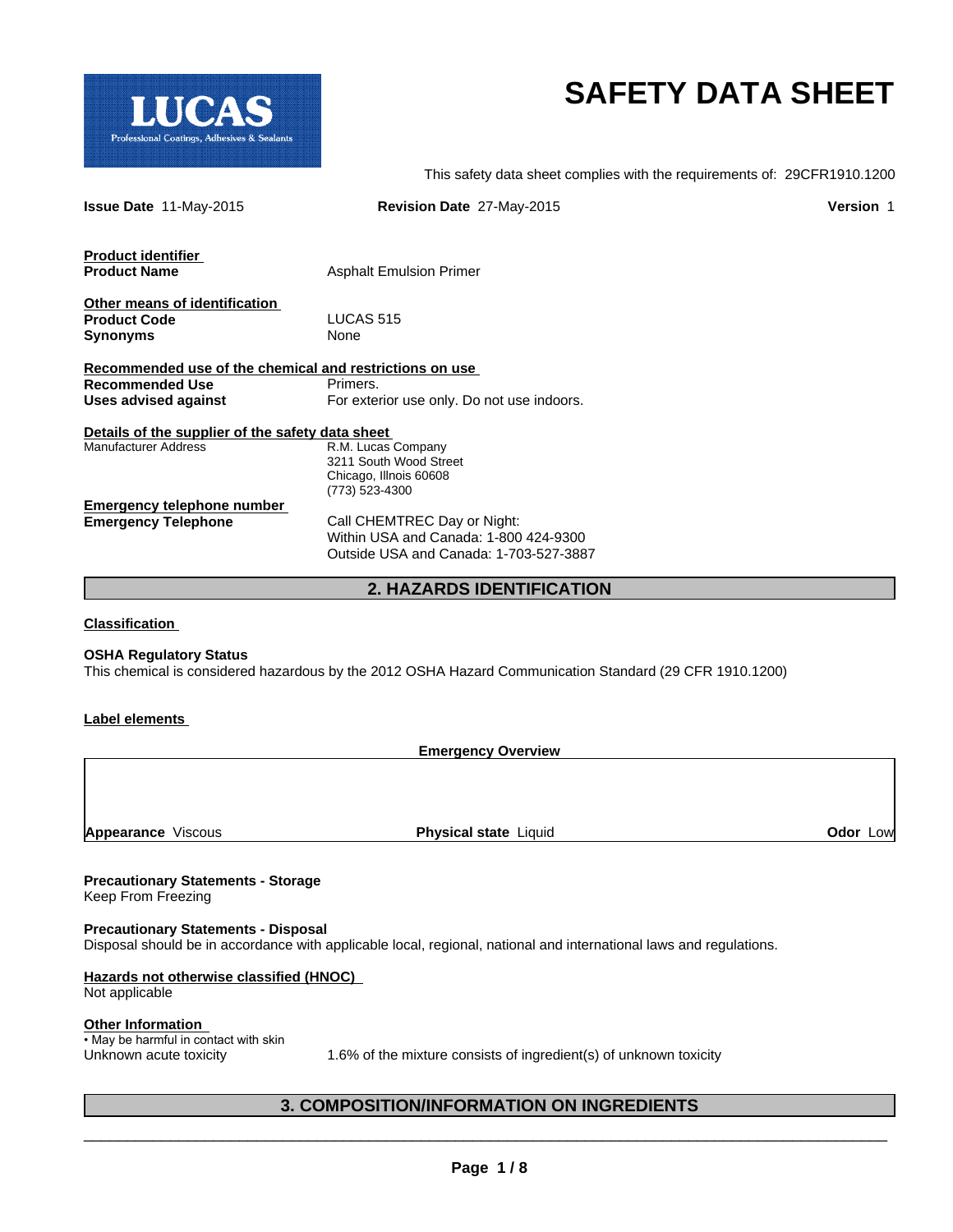LUCAS
Professional Coatings, Adhesives & Sealants

# SAFETY DATA SHEET

This safety data sheet complies with the requirements of: 29CFR1910.1200

**Issue Date** 11-May-2015 **Revision Date** 27-May-2015 **Version** 1

**Product identifier**

| | |
|---|---|
| **Product Name** | Asphalt Emulsion Primer |

**Other means of identification**

| | |
|---|---|
| **Product Code** | LUCAS 515 |
| **Synonyms** | None |

**Recommended use of the chemical and restrictions on use**

| | |
|---|---|
| **Recommended Use** | Primers. |
| **Uses advised against** | For exterior use only. Do not use indoors. |

**Details of the supplier of the safety data sheet**

| | |
|---|---|
| Manufacturer Address | R.M. Lucas Company<br>3211 South Wood Street<br>Chicago, Illnois 60608<br>(773) 523-4300 |

**Emergency telephone number**

| | |
|---|---|
| **Emergency Telephone** | Call CHEMTREC Day or Night:<br>Within USA and Canada: 1-800 424-9300<br>Outside USA and Canada: 1-703-527-3887 |

## 2. HAZARDS IDENTIFICATION

**Classification**

**OSHA Regulatory Status**

This chemical is considered hazardous by the 2012 OSHA Hazard Communication Standard (29 CFR 1910.1200)

**Label elements**

**Emergency Overview**

**Appearance** Viscous **Physical state** Liquid **Odor** Low

**Precautionary Statements - Storage**

Keep From Freezing

**Precautionary Statements - Disposal**

Disposal should be in accordance with applicable local, regional, national and international laws and regulations.

**Hazards not otherwise classified (HNOC)**

Not applicable

**Other Information**

• May be harmful in contact with skin

Unknown acute toxicity 1.6% of the mixture consists of ingredient(s) of unknown toxicity

## 3. COMPOSITION/INFORMATION ON INGREDIENTS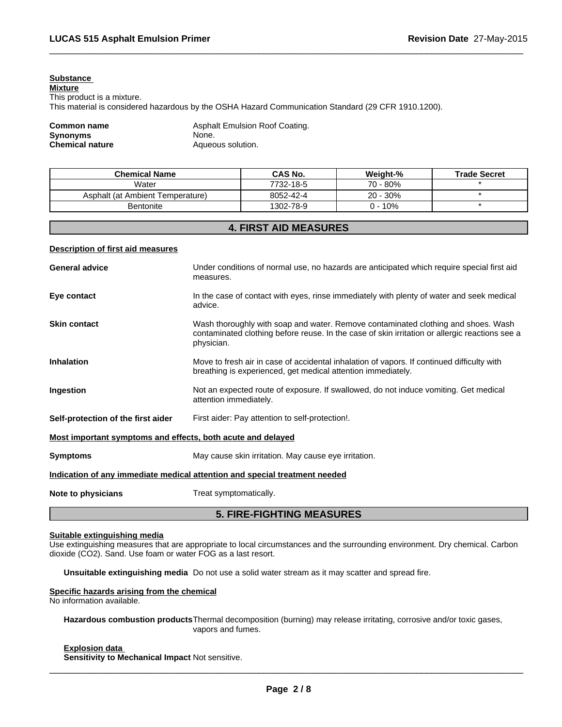**Substance**

**Mixture**

This product is a mixture.

This material is considered hazardous by the OSHA Hazard Communication Standard (29 CFR 1910.1200).

**Common name** Asphalt Emulsion Roof Coating.
**Synonyms** None.
**Chemical nature** Aqueous solution.

| Chemical Name | CAS No. | Weight-% | Trade Secret |
|---|---|---|---|
| Water | 7732-18-5 | 70 - 80% | * |
| Asphalt (at Ambient Temperature) | 8052-42-4 | 20 - 30% | * |
| Bentonite | 1302-78-9 | 0 - 10% | * |

## 4. FIRST AID MEASURES

**Description of first aid measures**

**General advice** Under conditions of normal use, no hazards are anticipated which require special first aid measures.

**Eye contact** In the case of contact with eyes, rinse immediately with plenty of water and seek medical advice.

**Skin contact** Wash thoroughly with soap and water. Remove contaminated clothing and shoes. Wash contaminated clothing before reuse. In the case of skin irritation or allergic reactions see a physician.

**Inhalation** Move to fresh air in case of accidental inhalation of vapors. If continued difficulty with breathing is experienced, get medical attention immediately.

**Ingestion** Not an expected route of exposure. If swallowed, do not induce vomiting. Get medical attention immediately.

**Self-protection of the first aider** First aider: Pay attention to self-protection!.

**Most important symptoms and effects, both acute and delayed**

**Symptoms** May cause skin irritation. May cause eye irritation.

**Indication of any immediate medical attention and special treatment needed**

**Note to physicians** Treat symptomatically.

## 5. FIRE-FIGHTING MEASURES

**Suitable extinguishing media**

Use extinguishing measures that are appropriate to local circumstances and the surrounding environment. Dry chemical. Carbon dioxide ($CO_2$). Sand. Use foam or water FOG as a last resort.

**Unsuitable extinguishing media** Do not use a solid water stream as it may scatter and spread fire.

**Specific hazards arising from the chemical**

No information available.

**Hazardous combustion products** Thermal decomposition (burning) may release irritating, corrosive and/or toxic gases, vapors and fumes.

**Explosion data**

**Sensitivity to Mechanical Impact** Not sensitive.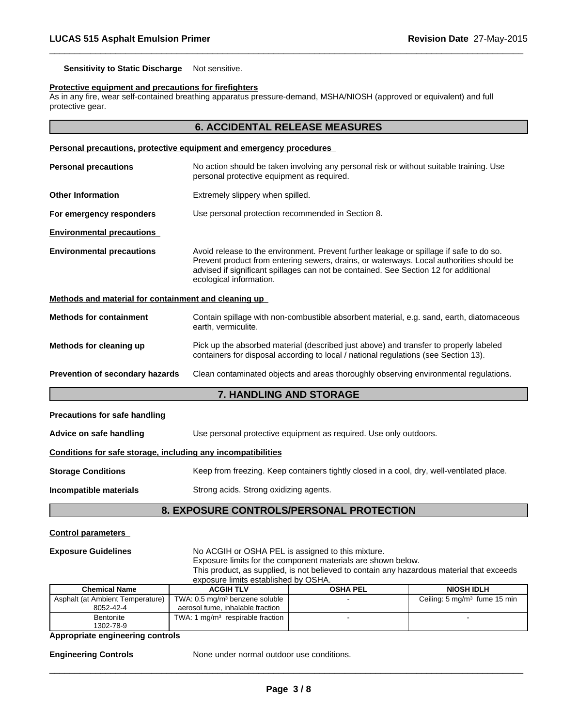**Sensitivity to Static Discharge** Not sensitive.

**Protective equipment and precautions for firefighters**
As in any fire, wear self-contained breathing apparatus pressure-demand, MSHA/NIOSH (approved or equivalent) and full protective gear.

## 6. ACCIDENTAL RELEASE MEASURES

**Personal precautions, protective equipment and emergency procedures**

**Personal precautions** No action should be taken involving any personal risk or without suitable training. Use personal protective equipment as required.

**Other Information** Extremely slippery when spilled.

**For emergency responders** Use personal protection recommended in Section 8.

**Environmental precautions**

**Environmental precautions** Avoid release to the environment. Prevent further leakage or spillage if safe to do so. Prevent product from entering sewers, drains, or waterways. Local authorities should be advised if significant spillages can not be contained. See Section 12 for additional ecological information.

**Methods and material for containment and cleaning up**

**Methods for containment** Contain spillage with non-combustible absorbent material, e.g. sand, earth, diatomaceous earth, vermiculite.

**Methods for cleaning up** Pick up the absorbed material (described just above) and transfer to properly labeled containers for disposal according to local / national regulations (see Section 13).

**Prevention of secondary hazards** Clean contaminated objects and areas thoroughly observing environmental regulations.

## 7. HANDLING AND STORAGE

**Precautions for safe handling**

**Advice on safe handling** Use personal protective equipment as required. Use only outdoors.

**Conditions for safe storage, including any incompatibilities**

**Storage Conditions** Keep from freezing. Keep containers tightly closed in a cool, dry, well-ventilated place.

**Incompatible materials** Strong acids. Strong oxidizing agents.

## 8. EXPOSURE CONTROLS/PERSONAL PROTECTION

**Control parameters**

**Exposure Guidelines** No ACGIH or OSHA PEL is assigned to this mixture.
Exposure limits for the component materials are shown below.
This product, as supplied, is not believed to contain any hazardous material that exceeds exposure limits established by OSHA.

| Chemical Name | ACGIH TLV | OSHA PEL | NIOSH IDLH |
|---|---|---|---|
| Asphalt (at Ambient Temperature) 8052-42-4 | TWA: 0.5 mg/m³ benzene soluble aerosol fume, inhalable fraction | - | Ceiling: 5 mg/m³ fume 15 min |
| Bentonite 1302-78-9 | TWA: 1 mg/m³ respirable fraction | - | - |

**Appropriate engineering controls**

**Engineering Controls** None under normal outdoor use conditions.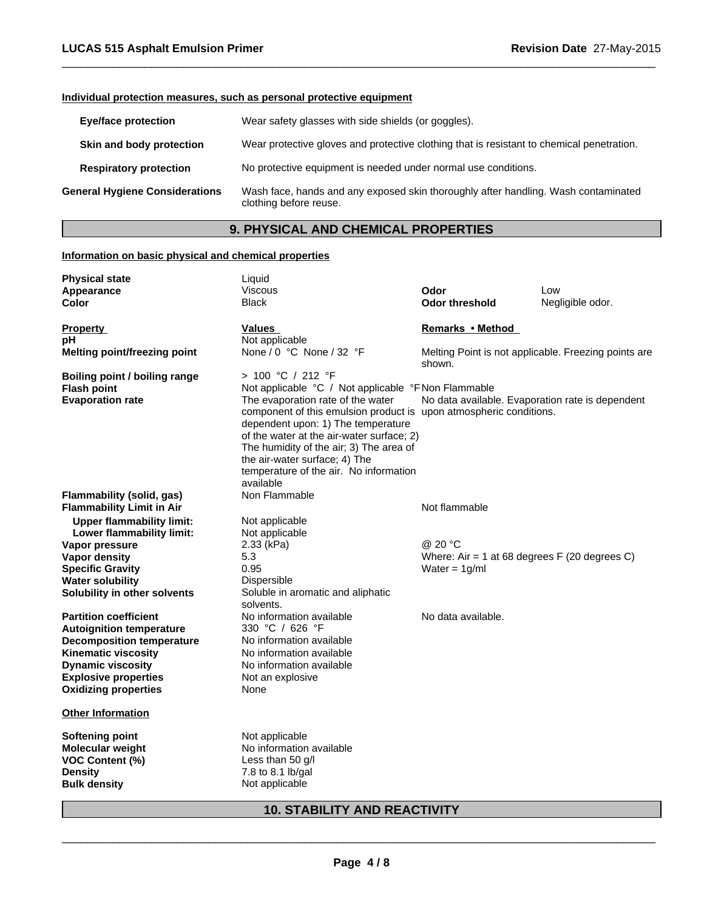**Individual protection measures, such as personal protective equipment**

| | |
|---|---|
| **Eye/face protection** | Wear safety glasses with side shields (or goggles). |
| **Skin and body protection** | Wear protective gloves and protective clothing that is resistant to chemical penetration. |
| **Respiratory protection** | No protective equipment is needed under normal use conditions. |
| **General Hygiene Considerations** | Wash face, hands and any exposed skin thoroughly after handling. Wash contaminated clothing before reuse. |

## 9. PHYSICAL AND CHEMICAL PROPERTIES

**Information on basic physical and chemical properties**

| | | | |
|---|---|---|---|
| **Physical state** | Liquid | | |
| **Appearance** | Viscous | **Odor** | Low |
| **Color** | Black | **Odor threshold** | Negligible odor. |

| **Property** | **Values** | **Remarks • Method** |
|---|---|---|
| **pH** | Not applicable | |
| **Melting point/freezing point** | None / 0 °C None / 32 °F | Melting Point is not applicable. Freezing points are shown. |
| **Boiling point / boiling range** | > 100 °C / 212 °F | |
| **Flash point** | Not applicable °C / Not applicable °F | Non Flammable |
| **Evaporation rate** | The evaporation rate of the water component of this emulsion product is dependent upon: 1) The temperature of the water at the air-water surface; 2) The humidity of the air; 3) The area of the air-water surface; 4) The temperature of the air. No information available | No data available. Evaporation rate is dependent upon atmospheric conditions. |
| **Flammability (solid, gas)** | Non Flammable | |
| **Flammability Limit in Air** | | Not flammable |
| **Upper flammability limit:** | Not applicable | |
| **Lower flammability limit:** | Not applicable | |
| **Vapor pressure** | 2.33 (kPa) | @ 20 °C |
| **Vapor density** | 5.3 | Where: Air = 1 at 68 degrees F (20 degrees C) |
| **Specific Gravity** | 0.95 | Water = 1g/ml |
| **Water solubility** | Dispersible | |
| **Solubility in other solvents** | Soluble in aromatic and aliphatic solvents. | |
| **Partition coefficient** | No information available | No data available. |
| **Autoignition temperature** | 330 °C / 626 °F | |
| **Decomposition temperature** | No information available | |
| **Kinematic viscosity** | No information available | |
| **Dynamic viscosity** | No information available | |
| **Explosive properties** | Not an explosive | |
| **Oxidizing properties** | None | |

**Other Information**

| | |
|---|---|
| **Softening point** | Not applicable |
| **Molecular weight** | No information available |
| **VOC Content (%)** | Less than 50 g/l |
| **Density** | 7.8 to 8.1 lb/gal |
| **Bulk density** | Not applicable |

## 10. STABILITY AND REACTIVITY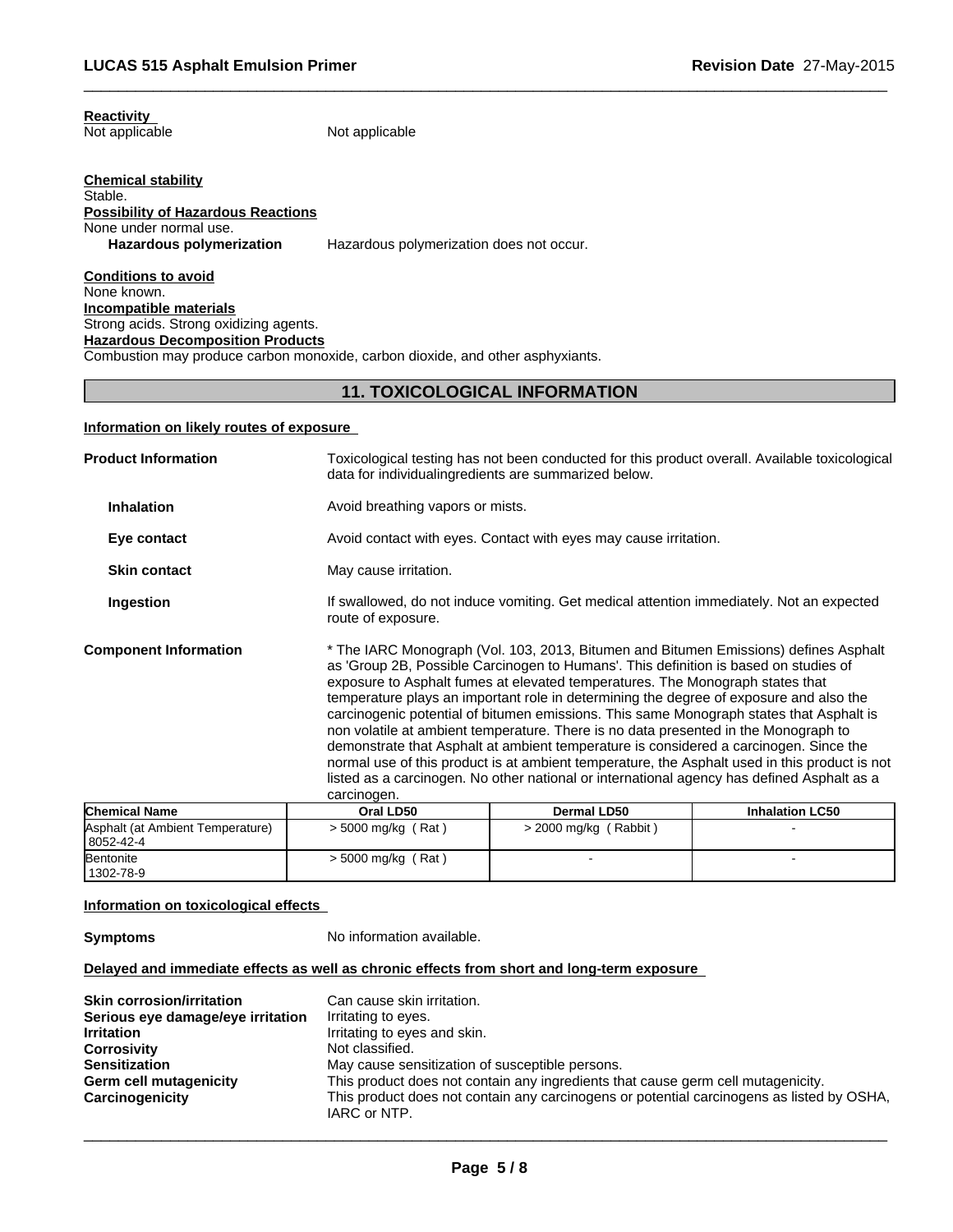**Reactivity**

Not applicable | Not applicable

**Chemical stability**

Stable.

**Possibility of Hazardous Reactions**

None under normal use.

**Hazardous polymerization** Hazardous polymerization does not occur.

**Conditions to avoid**

None known.

**Incompatible materials**

Strong acids. Strong oxidizing agents.

**Hazardous Decomposition Products**

Combustion may produce carbon monoxide, carbon dioxide, and other asphyxiants.

## 11. TOXICOLOGICAL INFORMATION

**Information on likely routes of exposure**

**Product Information** Toxicological testing has not been conducted for this product overall. Available toxicological data for individualingredients are summarized below.

**Inhalation** Avoid breathing vapors or mists.

**Eye contact** Avoid contact with eyes. Contact with eyes may cause irritation.

**Skin contact** May cause irritation.

**Ingestion** If swallowed, do not induce vomiting. Get medical attention immediately. Not an expected route of exposure.

**Component Information** * The IARC Monograph (Vol. 103, 2013, Bitumen and Bitumen Emissions) defines Asphalt as 'Group 2B, Possible Carcinogen to Humans'. This definition is based on studies of exposure to Asphalt fumes at elevated temperatures. The Monograph states that temperature plays an important role in determining the degree of exposure and also the carcinogenic potential of bitumen emissions. This same Monograph states that Asphalt is non volatile at ambient temperature. There is no data presented in the Monograph to demonstrate that Asphalt at ambient temperature is considered a carcinogen. Since the normal use of this product is at ambient temperature, the Asphalt used in this product is not listed as a carcinogen. No other national or international agency has defined Asphalt as a carcinogen.

| Chemical Name | Oral LD50 | Dermal LD50 | Inhalation LC50 |
|---|---|---|---|
| Asphalt (at Ambient Temperature) 8052-42-4 | > 5000 mg/kg ( Rat ) | > 2000 mg/kg ( Rabbit ) | - |
| Bentonite 1302-78-9 | > 5000 mg/kg ( Rat ) | - | - |

**Information on toxicological effects**

**Symptoms** No information available.

**Delayed and immediate effects as well as chronic effects from short and long-term exposure**

**Skin corrosion/irritation** Can cause skin irritation.
**Serious eye damage/eye irritation** Irritating to eyes.
**Irritation** Irritating to eyes and skin.
**Corrosivity** Not classified.
**Sensitization** May cause sensitization of susceptible persons.
**Germ cell mutagenicity** This product does not contain any ingredients that cause germ cell mutagenicity.
**Carcinogenicity** This product does not contain any carcinogens or potential carcinogens as listed by OSHA, IARC or NTP.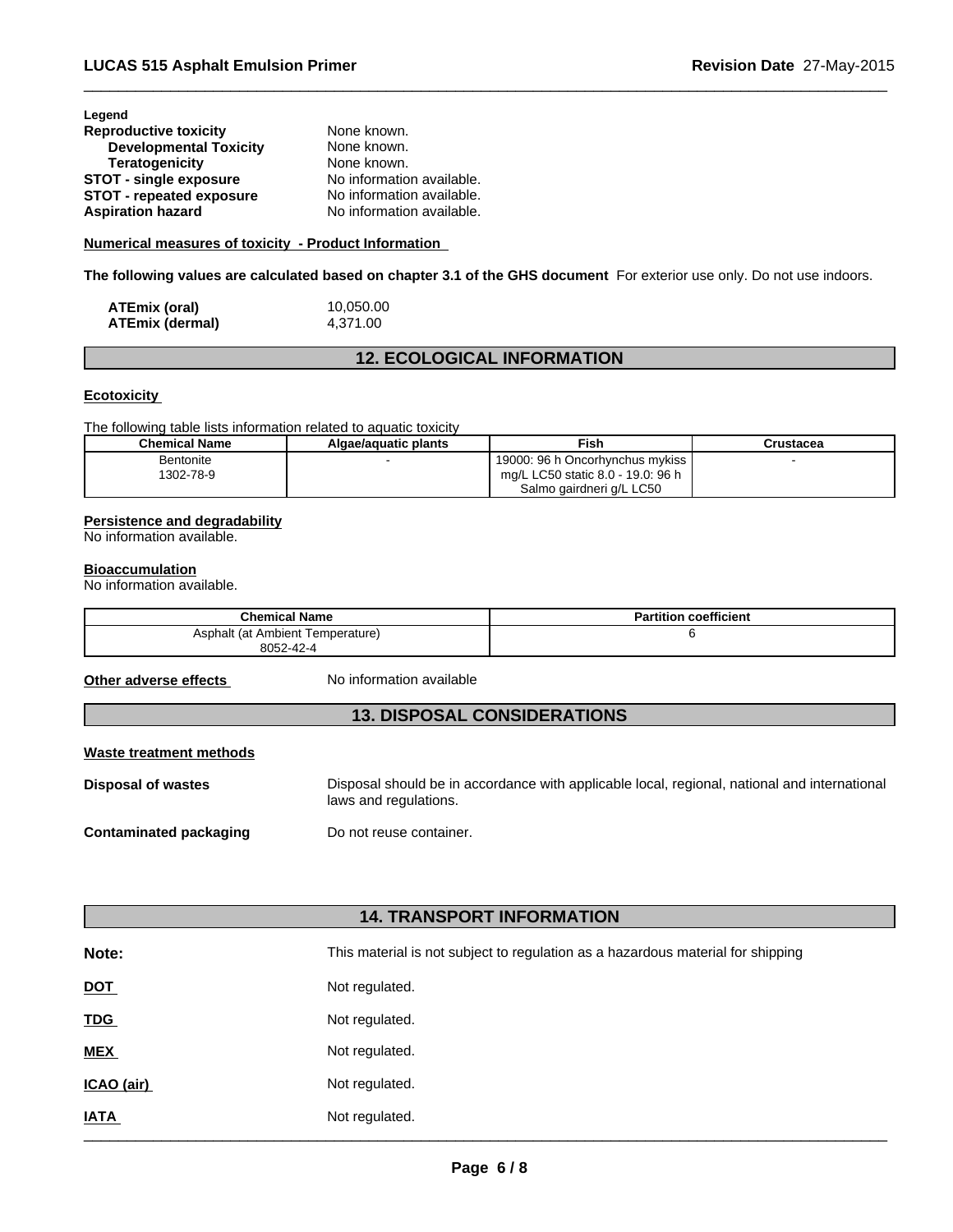**Legend**

| | |
|---|---|
| **Reproductive toxicity** | None known. |
| **Developmental Toxicity** | None known. |
| **Teratogenicity** | None known. |
| **STOT - single exposure** | No information available. |
| **STOT - repeated exposure** | No information available. |
| **Aspiration hazard** | No information available. |

**Numerical measures of toxicity - Product Information**

**The following values are calculated based on chapter 3.1 of the GHS document** For exterior use only. Do not use indoors.

| | |
|---|---|
| **ATEmix (oral)** | 10,050.00 |
| **ATEmix (dermal)** | 4,371.00 |

## 12. ECOLOGICAL INFORMATION

**Ecotoxicity**

The following table lists information related to aquatic toxicity

| Chemical Name | Algae/aquatic plants | Fish | Crustacea |
|---|---|---|---|
| Bentonite 1302-78-9 | - | 19000: 96 h Oncorhynchus mykiss mg/L LC50 static 8.0 - 19.0: 96 h Salmo gairdneri g/L LC50 | - |

**Persistence and degradability**

No information available.

**Bioaccumulation**

No information available.

| Chemical Name | Partition coefficient |
|---|---|
| Asphalt (at Ambient Temperature) 8052-42-4 | 6 |

**Other adverse effects** No information available

## 13. DISPOSAL CONSIDERATIONS

**Waste treatment methods**

**Disposal of wastes** Disposal should be in accordance with applicable local, regional, national and international laws and regulations.

**Contaminated packaging** Do not reuse container.

## 14. TRANSPORT INFORMATION

| | |
|---|---|
| **Note:** | This material is not subject to regulation as a hazardous material for shipping |
| **DOT** | Not regulated. |
| **TDG** | Not regulated. |
| **MEX** | Not regulated. |
| **ICAO (air)** | Not regulated. |
| **IATA** | Not regulated. |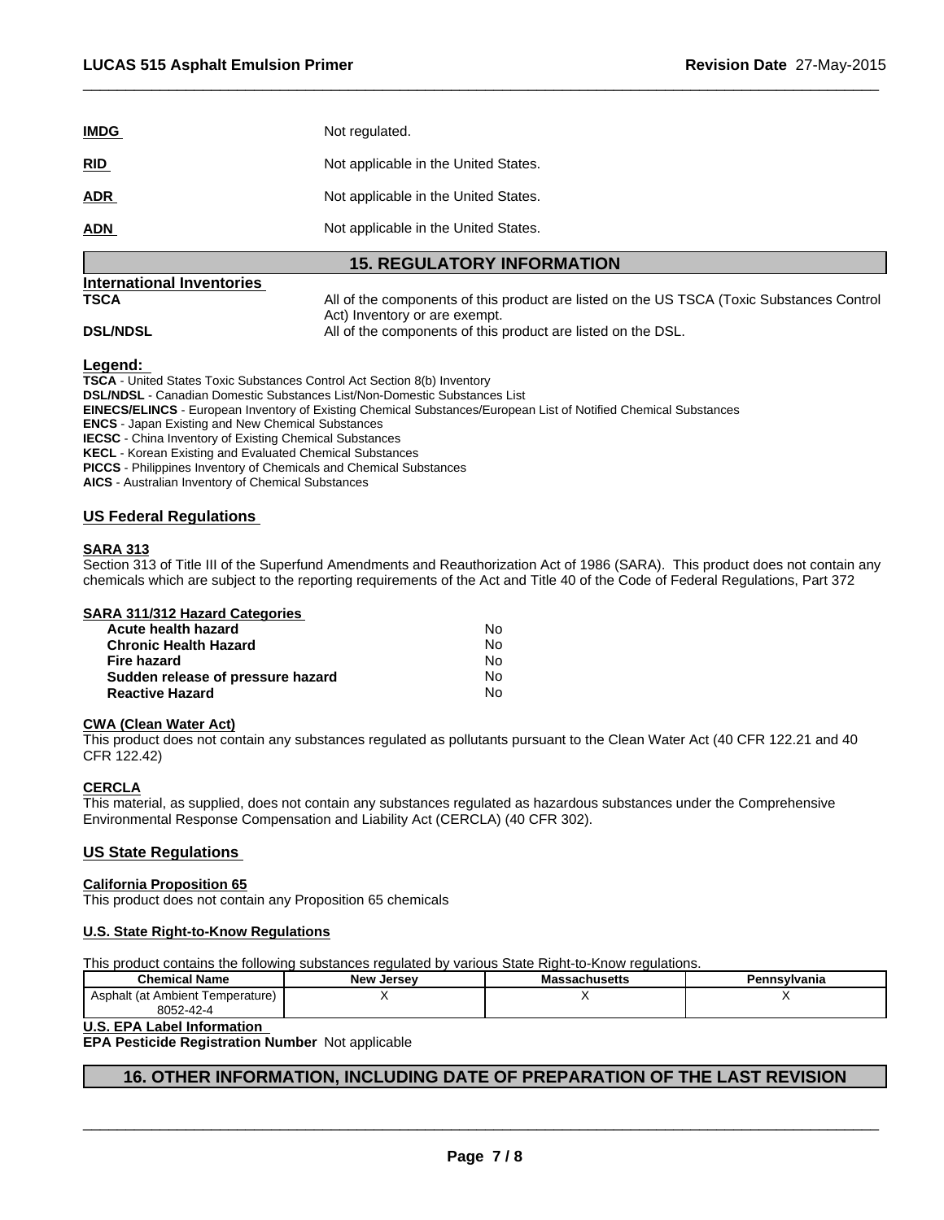| | |
|---|---|
| **IMDG** | Not regulated. |
| **RID** | Not applicable in the United States. |
| **ADR** | Not applicable in the United States. |
| **ADN** | Not applicable in the United States. |

## 15. REGULATORY INFORMATION

**International Inventories**

| | |
|---|---|
| **TSCA** | All of the components of this product are listed on the US TSCA (Toxic Substances Control Act) Inventory or are exempt. |
| **DSL/NDSL** | All of the components of this product are listed on the DSL. |

**Legend:**

**TSCA** - United States Toxic Substances Control Act Section 8(b) Inventory
**DSL/NDSL** - Canadian Domestic Substances List/Non-Domestic Substances List
**EINECS/ELINCS** - European Inventory of Existing Chemical Substances/European List of Notified Chemical Substances
**ENCS** - Japan Existing and New Chemical Substances
**IECSC** - China Inventory of Existing Chemical Substances
**KECL** - Korean Existing and Evaluated Chemical Substances
**PICCS** - Philippines Inventory of Chemicals and Chemical Substances
**AICS** - Australian Inventory of Chemical Substances

### US Federal Regulations

**SARA 313**

Section 313 of Title III of the Superfund Amendments and Reauthorization Act of 1986 (SARA). This product does not contain any chemicals which are subject to the reporting requirements of the Act and Title 40 of the Code of Federal Regulations, Part 372

**SARA 311/312 Hazard Categories**

| | |
|---|---|
| **Acute health hazard** | No |
| **Chronic Health Hazard** | No |
| **Fire hazard** | No |
| **Sudden release of pressure hazard** | No |
| **Reactive Hazard** | No |

**CWA (Clean Water Act)**

This product does not contain any substances regulated as pollutants pursuant to the Clean Water Act (40 CFR 122.21 and 40 CFR 122.42)

**CERCLA**

This material, as supplied, does not contain any substances regulated as hazardous substances under the Comprehensive Environmental Response Compensation and Liability Act (CERCLA) (40 CFR 302).

### US State Regulations

**California Proposition 65**

This product does not contain any Proposition 65 chemicals

**U.S. State Right-to-Know Regulations**

This product contains the following substances regulated by various State Right-to-Know regulations.

| Chemical Name | New Jersey | Massachusetts | Pennsylvania |
|---|---|---|---|
| Asphalt (at Ambient Temperature) 8052-42-4 | X | X | X |

**U.S. EPA Label Information**

**EPA Pesticide Registration Number** Not applicable

## 16. OTHER INFORMATION, INCLUDING DATE OF PREPARATION OF THE LAST REVISION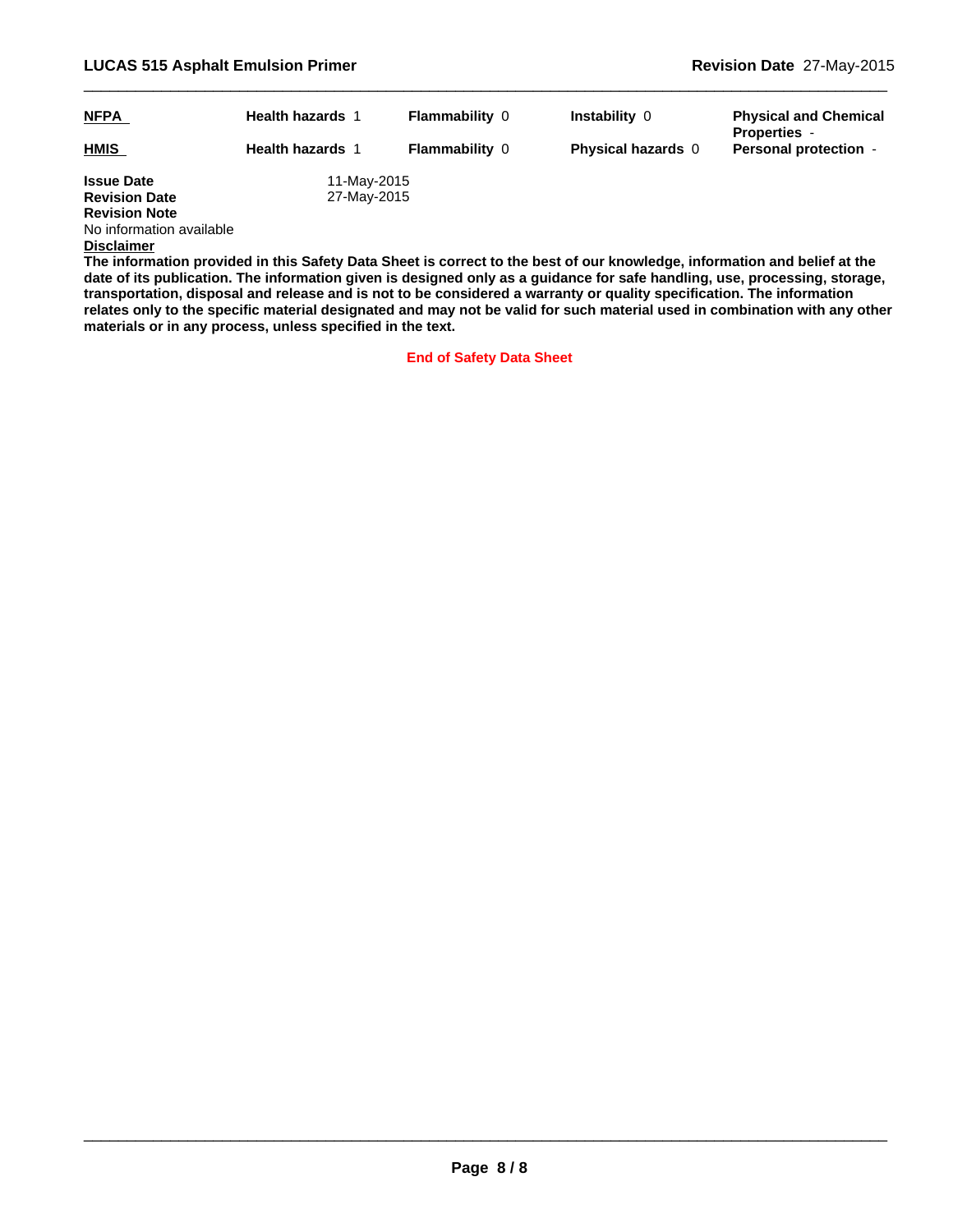| | | | | |
|---|---|---|---|---|
| **NFPA** | **Health hazards** 1 | **Flammability** 0 | **Instability** 0 | **Physical and Chemical Properties** - |
| **HMIS** | **Health hazards** 1 | **Flammability** 0 | **Physical hazards** 0 | **Personal protection** - |

**Issue Date** 11-May-2015
**Revision Date** 27-May-2015
**Revision Note**
No information available

**Disclaimer**

**The information provided in this Safety Data Sheet is correct to the best of our knowledge, information and belief at the date of its publication. The information given is designed only as a guidance for safe handling, use, processing, storage, transportation, disposal and release and is not to be considered a warranty or quality specification. The information relates only to the specific material designated and may not be valid for such material used in combination with any other materials or in any process, unless specified in the text.**

**End of Safety Data Sheet**